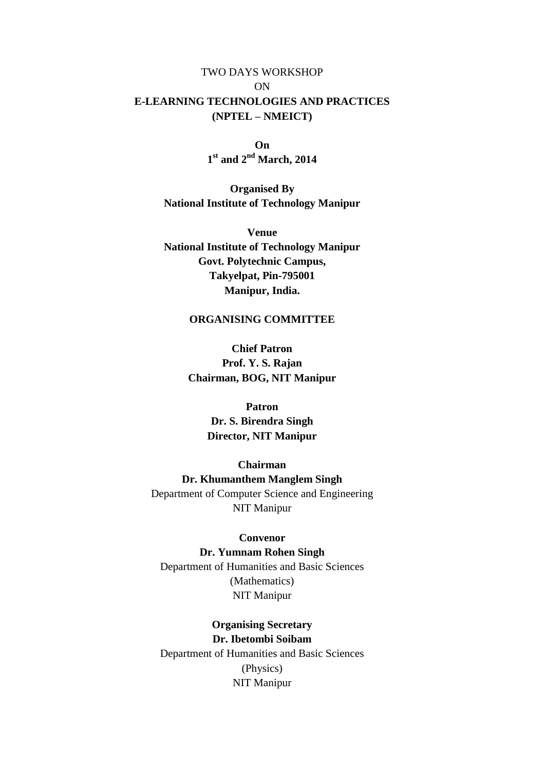TWO DAYS WORKSHOP

ON

# E-LEARNING TECHNOLOGIES AND PRACTICES (NPTEL – NMEICT)

**On**

**1st and 2nd March, 2014**

**Organised By**

**National Institute of Technology Manipur**

**Venue**

**National Institute of Technology Manipur**
**Govt. Polytechnic Campus,**
**Takyelpat, Pin-795001**
**Manipur, India.**

## ORGANISING COMMITTEE

**Chief Patron**

**Prof. Y. S. Rajan**
**Chairman, BOG, NIT Manipur**

**Patron**

**Dr. S. Birendra Singh**
**Director, NIT Manipur**

**Chairman**

**Dr. Khumanthem Manglem Singh**
Department of Computer Science and Engineering
NIT Manipur

**Convenor**

**Dr. Yumnam Rohen Singh**
Department of Humanities and Basic Sciences
(Mathematics)
NIT Manipur

**Organising Secretary**

**Dr. Ibetombi Soibam**
Department of Humanities and Basic Sciences
(Physics)
NIT Manipur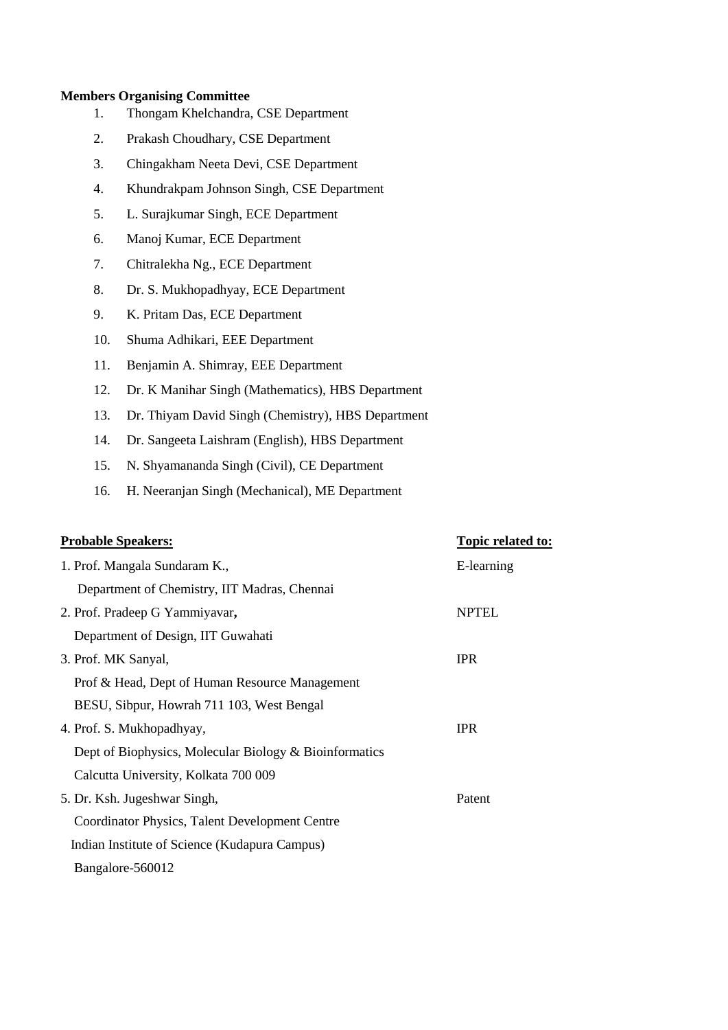**Members Organising Committee**

1. Thongam Khelchandra, CSE Department
2. Prakash Choudhary, CSE Department
3. Chingakham Neeta Devi, CSE Department
4. Khundrakpam Johnson Singh, CSE Department
5. L. Surajkumar Singh, ECE Department
6. Manoj Kumar, ECE Department
7. Chitralekha Ng., ECE Department
8. Dr. S. Mukhopadhyay, ECE Department
9. K. Pritam Das, ECE Department
10. Shuma Adhikari, EEE Department
11. Benjamin A. Shimray, EEE Department
12. Dr. K Manihar Singh (Mathematics), HBS Department
13. Dr. Thiyam David Singh (Chemistry), HBS Department
14. Dr. Sangeeta Laishram (English), HBS Department
15. N. Shyamananda Singh (Civil), CE Department
16. H. Neeranjan Singh (Mechanical), ME Department

| **Probable Speakers:** | **Topic related to:** |
|---|---|
| 1. Prof. Mangala Sundaram K., Department of Chemistry, IIT Madras, Chennai | E-learning |
| 2. Prof. Pradeep G Yammiyavar**,** Department of Design, IIT Guwahati | NPTEL |
| 3. Prof. MK Sanyal, Prof & Head, Dept of Human Resource Management, BESU, Sibpur, Howrah 711 103, West Bengal | IPR |
| 4. Prof. S. Mukhopadhyay, Dept of Biophysics, Molecular Biology & Bioinformatics, Calcutta University, Kolkata 700 009 | IPR |
| 5. Dr. Ksh. Jugeshwar Singh, Coordinator Physics, Talent Development Centre, Indian Institute of Science (Kudapura Campus), Bangalore-560012 | Patent |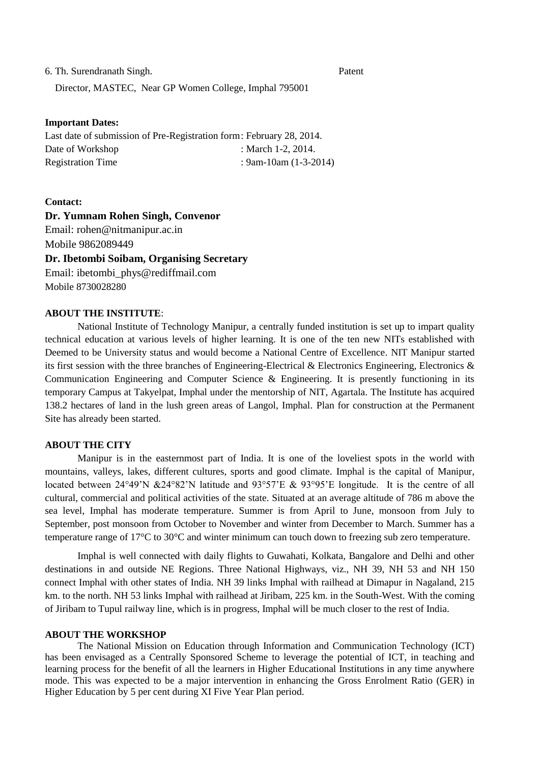6. Th. Surendranath Singh. Patent

Director, MASTEC, Near GP Women College, Imphal 795001

**Important Dates:**

Last date of submission of Pre-Registration form: February 28, 2014.
Date of Workshop : March 1-2, 2014.
Registration Time : 9am-10am (1-3-2014)

**Contact:**

**Dr. Yumnam Rohen Singh, Convenor**
Email: rohen@nitmanipur.ac.in
Mobile 9862089449

**Dr. Ibetombi Soibam, Organising Secretary**
Email: ibetombi_phys@rediffmail.com
Mobile 8730028280

**ABOUT THE INSTITUTE**:

National Institute of Technology Manipur, a centrally funded institution is set up to impart quality technical education at various levels of higher learning. It is one of the ten new NITs established with Deemed to be University status and would become a National Centre of Excellence. NIT Manipur started its first session with the three branches of Engineering-Electrical & Electronics Engineering, Electronics & Communication Engineering and Computer Science & Engineering. It is presently functioning in its temporary Campus at Takyelpat, Imphal under the mentorship of NIT, Agartala. The Institute has acquired 138.2 hectares of land in the lush green areas of Langol, Imphal. Plan for construction at the Permanent Site has already been started.

**ABOUT THE CITY**

Manipur is in the easternmost part of India. It is one of the loveliest spots in the world with mountains, valleys, lakes, different cultures, sports and good climate. Imphal is the capital of Manipur, located between 24°49'N &24°82'N latitude and 93°57'E & 93°95'E longitude. It is the centre of all cultural, commercial and political activities of the state. Situated at an average altitude of 786 m above the sea level, Imphal has moderate temperature. Summer is from April to June, monsoon from July to September, post monsoon from October to November and winter from December to March. Summer has a temperature range of 17°C to 30°C and winter minimum can touch down to freezing sub zero temperature.

Imphal is well connected with daily flights to Guwahati, Kolkata, Bangalore and Delhi and other destinations in and outside NE Regions. Three National Highways, viz., NH 39, NH 53 and NH 150 connect Imphal with other states of India. NH 39 links Imphal with railhead at Dimapur in Nagaland, 215 km. to the north. NH 53 links Imphal with railhead at Jiribam, 225 km. in the South-West. With the coming of Jiribam to Tupul railway line, which is in progress, Imphal will be much closer to the rest of India.

**ABOUT THE WORKSHOP**

The National Mission on Education through Information and Communication Technology (ICT) has been envisaged as a Centrally Sponsored Scheme to leverage the potential of ICT, in teaching and learning process for the benefit of all the learners in Higher Educational Institutions in any time anywhere mode. This was expected to be a major intervention in enhancing the Gross Enrolment Ratio (GER) in Higher Education by 5 per cent during XI Five Year Plan period.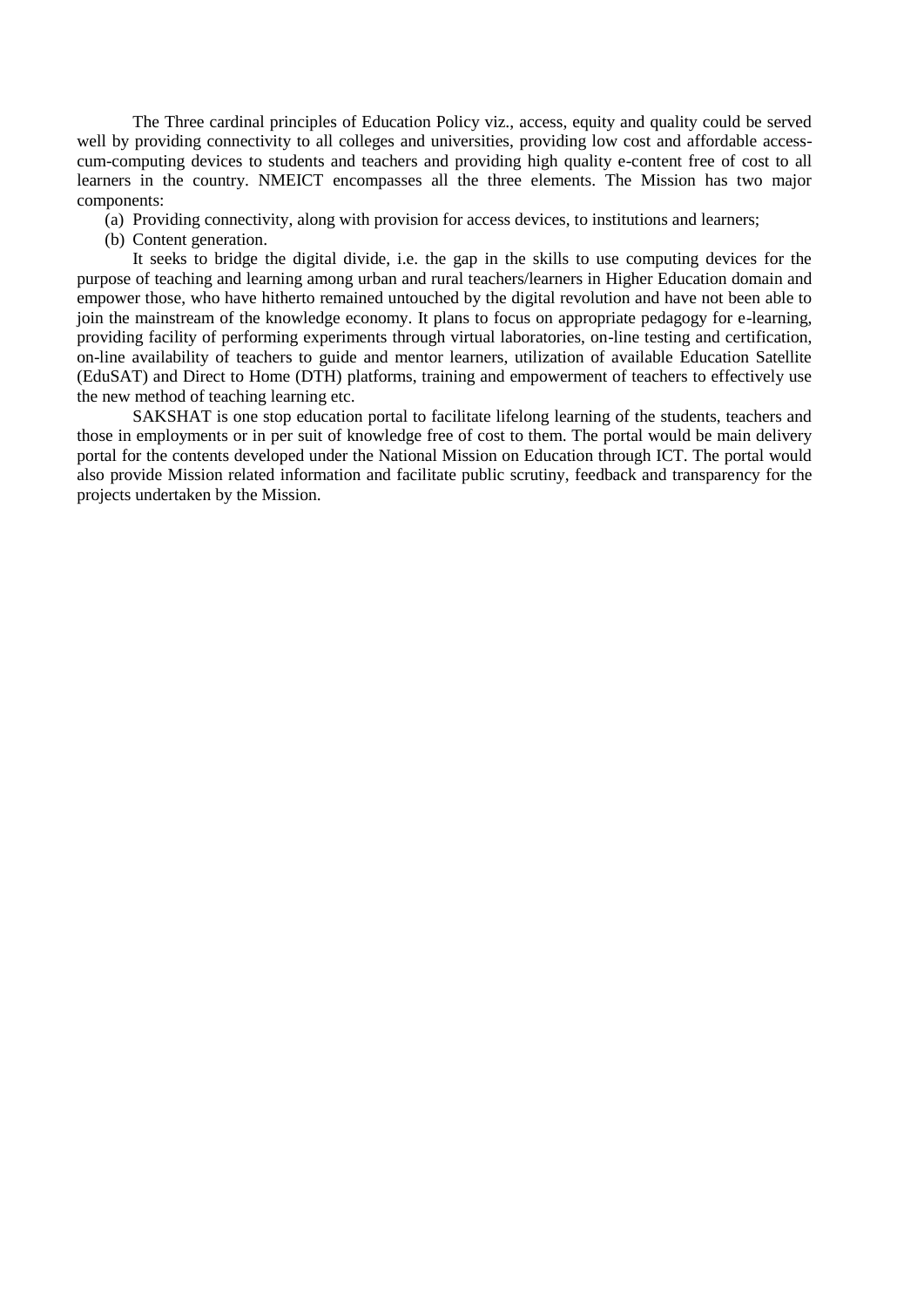The Three cardinal principles of Education Policy viz., access, equity and quality could be served well by providing connectivity to all colleges and universities, providing low cost and affordable access-cum-computing devices to students and teachers and providing high quality e-content free of cost to all learners in the country. NMEICT encompasses all the three elements. The Mission has two major components:

(a) Providing connectivity, along with provision for access devices, to institutions and learners;

(b) Content generation.

It seeks to bridge the digital divide, i.e. the gap in the skills to use computing devices for the purpose of teaching and learning among urban and rural teachers/learners in Higher Education domain and empower those, who have hitherto remained untouched by the digital revolution and have not been able to join the mainstream of the knowledge economy. It plans to focus on appropriate pedagogy for e-learning, providing facility of performing experiments through virtual laboratories, on-line testing and certification, on-line availability of teachers to guide and mentor learners, utilization of available Education Satellite (EduSAT) and Direct to Home (DTH) platforms, training and empowerment of teachers to effectively use the new method of teaching learning etc.

SAKSHAT is one stop education portal to facilitate lifelong learning of the students, teachers and those in employments or in per suit of knowledge free of cost to them. The portal would be main delivery portal for the contents developed under the National Mission on Education through ICT. The portal would also provide Mission related information and facilitate public scrutiny, feedback and transparency for the projects undertaken by the Mission.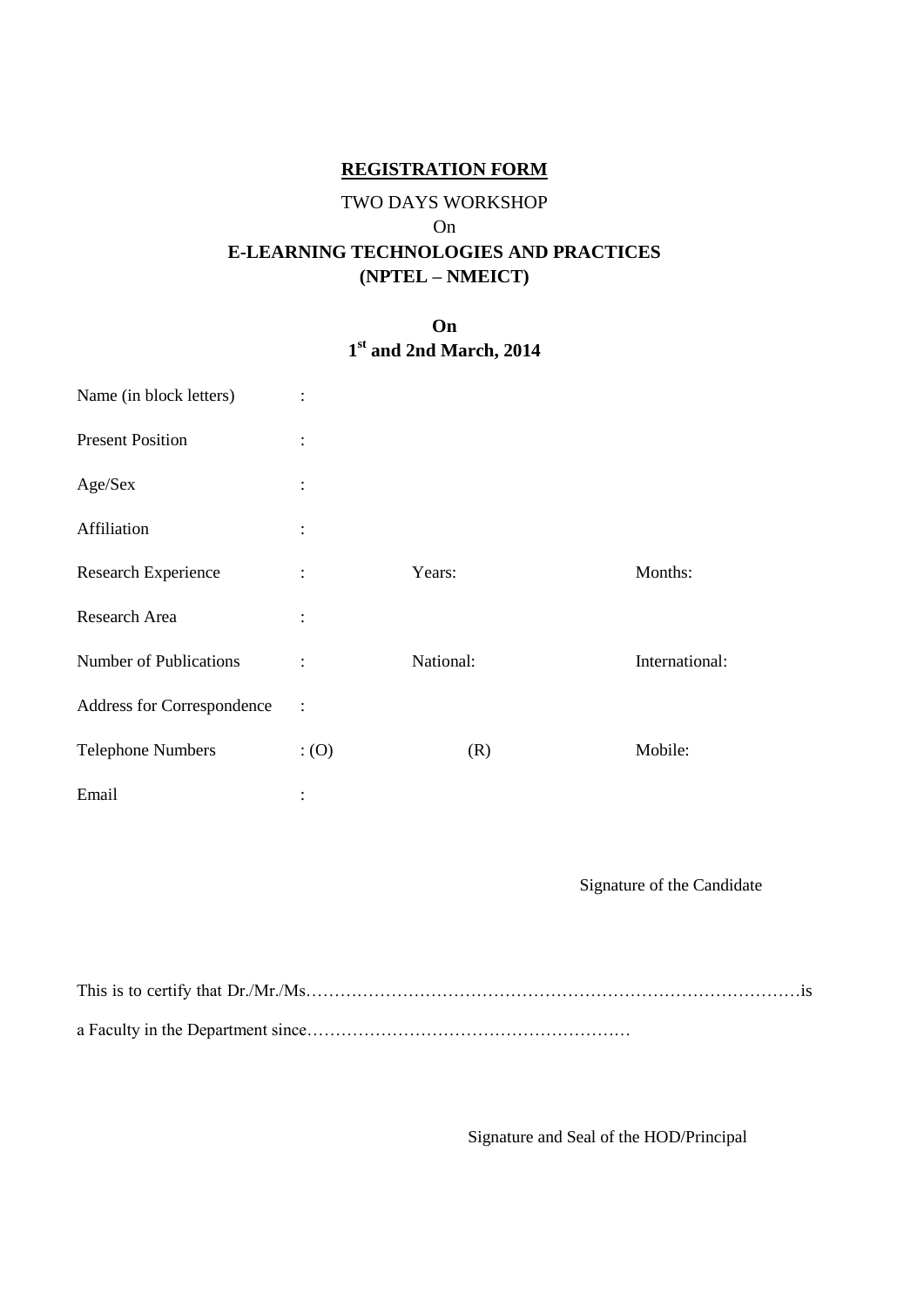**REGISTRATION FORM**

TWO DAYS WORKSHOP

On

**E-LEARNING TECHNOLOGIES AND PRACTICES**

**(NPTEL – NMEICT)**

**On**

**1st and 2nd March, 2014**

| | | | |
|---|---|---|---|
| Name (in block letters) | : | | |
| Present Position | : | | |
| Age/Sex | : | | |
| Affiliation | : | | |
| Research Experience | : | Years: | Months: |
| Research Area | : | | |
| Number of Publications | : | National: | International: |
| Address for Correspondence | : | | |
| Telephone Numbers | : (O) | (R) | Mobile: |
| Email | : | | |

Signature of the Candidate

This is to certify that Dr./Mr./Ms……………………………………………………………………………is

a Faculty in the Department since…………………………………………………

Signature and Seal of the HOD/Principal